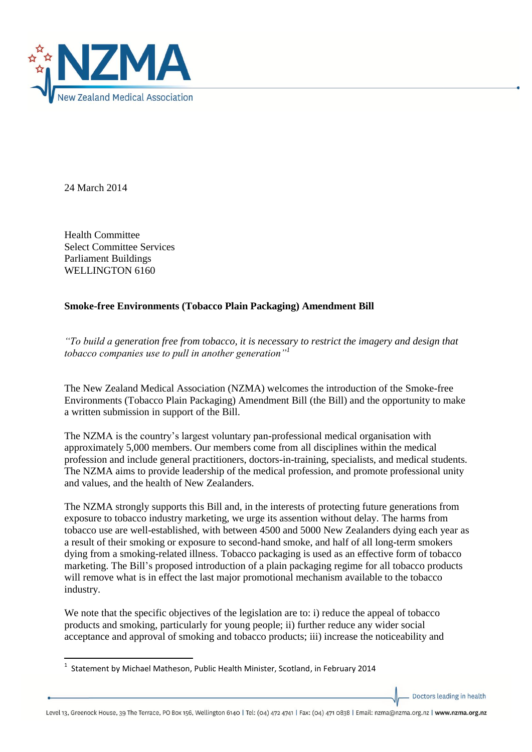24 March 2014

Health Committee
Select Committee Services
Parliament Buildings
WELLINGTON 6160

**Smoke-free Environments (Tobacco Plain Packaging) Amendment Bill**

*"To build a generation free from tobacco, it is necessary to restrict the imagery and design that tobacco companies use to pull in another generation"*[1]

The New Zealand Medical Association (NZMA) welcomes the introduction of the Smoke-free Environments (Tobacco Plain Packaging) Amendment Bill (the Bill) and the opportunity to make a written submission in support of the Bill.

The NZMA is the country's largest voluntary pan-professional medical organisation with approximately 5,000 members. Our members come from all disciplines within the medical profession and include general practitioners, doctors-in-training, specialists, and medical students. The NZMA aims to provide leadership of the medical profession, and promote professional unity and values, and the health of New Zealanders.

The NZMA strongly supports this Bill and, in the interests of protecting future generations from exposure to tobacco industry marketing, we urge its assention without delay. The harms from tobacco use are well-established, with between 4500 and 5000 New Zealanders dying each year as a result of their smoking or exposure to second-hand smoke, and half of all long-term smokers dying from a smoking-related illness. Tobacco packaging is used as an effective form of tobacco marketing. The Bill's proposed introduction of a plain packaging regime for all tobacco products will remove what is in effect the last major promotional mechanism available to the tobacco industry.

We note that the specific objectives of the legislation are to: i) reduce the appeal of tobacco products and smoking, particularly for young people; ii) further reduce any wider social acceptance and approval of smoking and tobacco products; iii) increase the noticeability and

[1] Statement by Michael Matheson, Public Health Minister, Scotland, in February 2014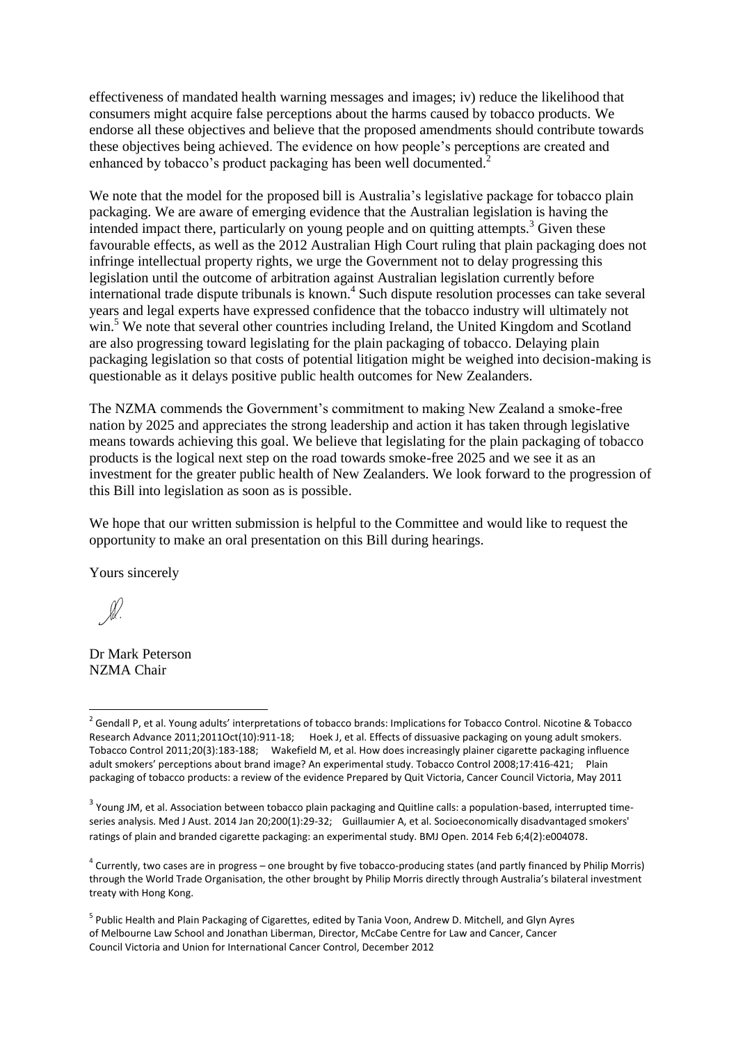effectiveness of mandated health warning messages and images; iv) reduce the likelihood that consumers might acquire false perceptions about the harms caused by tobacco products. We endorse all these objectives and believe that the proposed amendments should contribute towards these objectives being achieved. The evidence on how people's perceptions are created and enhanced by tobacco's product packaging has been well documented.[2]

We note that the model for the proposed bill is Australia's legislative package for tobacco plain packaging. We are aware of emerging evidence that the Australian legislation is having the intended impact there, particularly on young people and on quitting attempts.[3] Given these favourable effects, as well as the 2012 Australian High Court ruling that plain packaging does not infringe intellectual property rights, we urge the Government not to delay progressing this legislation until the outcome of arbitration against Australian legislation currently before international trade dispute tribunals is known.[4] Such dispute resolution processes can take several years and legal experts have expressed confidence that the tobacco industry will ultimately not win.[5] We note that several other countries including Ireland, the United Kingdom and Scotland are also progressing toward legislating for the plain packaging of tobacco. Delaying plain packaging legislation so that costs of potential litigation might be weighed into decision-making is questionable as it delays positive public health outcomes for New Zealanders.

The NZMA commends the Government's commitment to making New Zealand a smoke-free nation by 2025 and appreciates the strong leadership and action it has taken through legislative means towards achieving this goal. We believe that legislating for the plain packaging of tobacco products is the logical next step on the road towards smoke-free 2025 and we see it as an investment for the greater public health of New Zealanders. We look forward to the progression of this Bill into legislation as soon as is possible.

We hope that our written submission is helpful to the Committee and would like to request the opportunity to make an oral presentation on this Bill during hearings.

Yours sincerely

Dr Mark Peterson
NZMA Chair

---

[2] Gendall P, et al. Young adults' interpretations of tobacco brands: Implications for Tobacco Control. Nicotine & Tobacco Research Advance 2011;2011Oct(10):911-18; Hoek J, et al. Effects of dissuasive packaging on young adult smokers. Tobacco Control 2011;20(3):183-188; Wakefield M, et al. How does increasingly plainer cigarette packaging influence adult smokers' perceptions about brand image? An experimental study. Tobacco Control 2008;17:416-421; Plain packaging of tobacco products: a review of the evidence Prepared by Quit Victoria, Cancer Council Victoria, May 2011

[3] Young JM, et al. Association between tobacco plain packaging and Quitline calls: a population-based, interrupted time-series analysis. Med J Aust. 2014 Jan 20;200(1):29-32; Guillaumier A, et al. Socioeconomically disadvantaged smokers' ratings of plain and branded cigarette packaging: an experimental study. BMJ Open. 2014 Feb 6;4(2):e004078.

[4] Currently, two cases are in progress – one brought by five tobacco-producing states (and partly financed by Philip Morris) through the World Trade Organisation, the other brought by Philip Morris directly through Australia's bilateral investment treaty with Hong Kong.

[5] Public Health and Plain Packaging of Cigarettes, edited by Tania Voon, Andrew D. Mitchell, and Glyn Ayres of Melbourne Law School and Jonathan Liberman, Director, McCabe Centre for Law and Cancer, Cancer Council Victoria and Union for International Cancer Control, December 2012